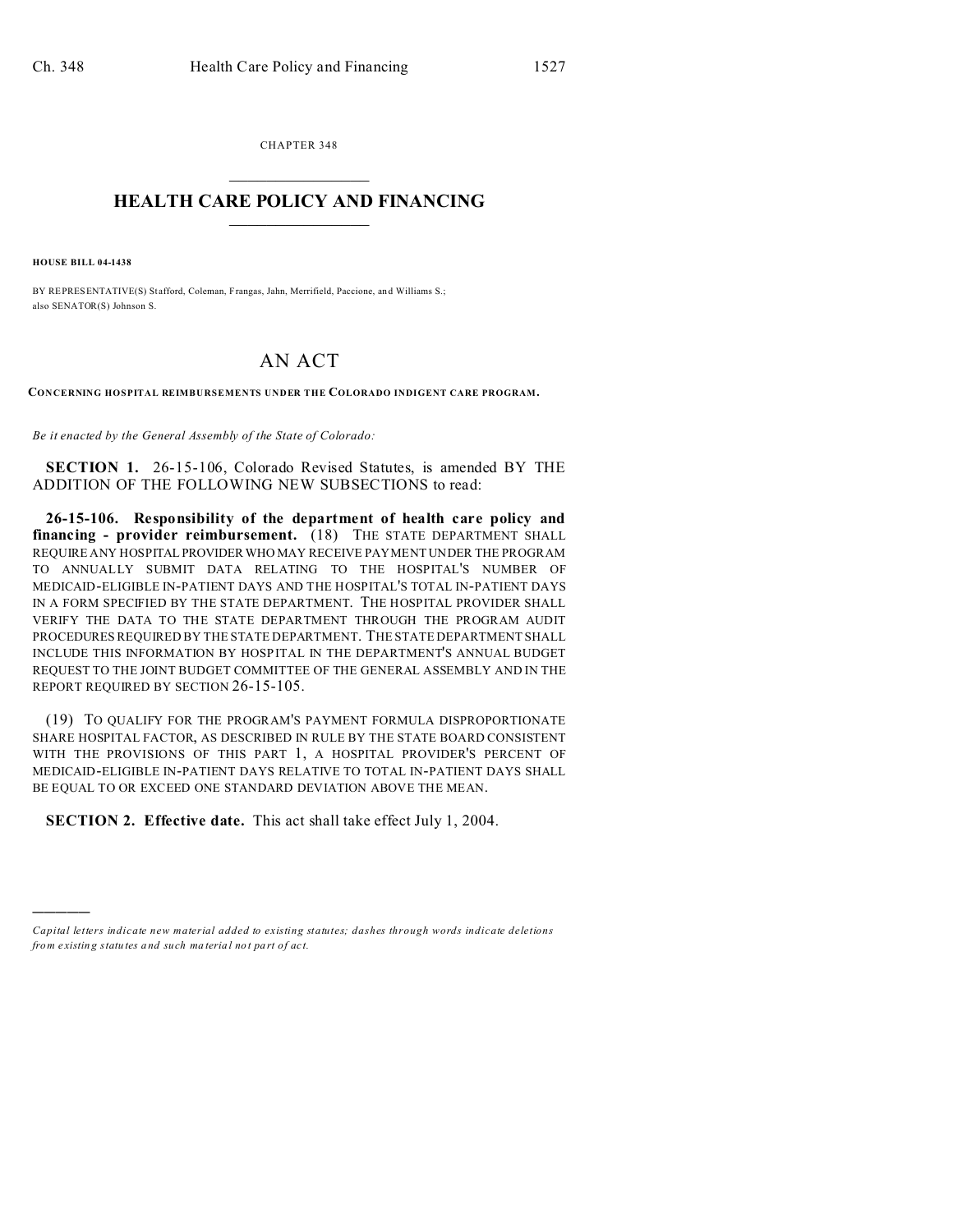CHAPTER 348

# HEALTH CARE POLICY AND FINANCING

**HOUSE BILL 04-1438**

BY REPRESENTATIVE(S) Stafford, Coleman, Frangas, Jahn, Merrifield, Paccione, and Williams S.;
also SENATOR(S) Johnson S.

## AN ACT

**CONCERNING HOSPITAL REIMBURSEMENTS UNDER THE COLORADO INDIGENT CARE PROGRAM.**

*Be it enacted by the General Assembly of the State of Colorado:*

**SECTION 1.** 26-15-106, Colorado Revised Statutes, is amended BY THE ADDITION OF THE FOLLOWING NEW SUBSECTIONS to read:

**26-15-106. Responsibility of the department of health care policy and financing - provider reimbursement.** (18) THE STATE DEPARTMENT SHALL REQUIRE ANY HOSPITAL PROVIDER WHO MAY RECEIVE PAYMENT UNDER THE PROGRAM TO ANNUALLY SUBMIT DATA RELATING TO THE HOSPITAL'S NUMBER OF MEDICAID-ELIGIBLE IN-PATIENT DAYS AND THE HOSPITAL'S TOTAL IN-PATIENT DAYS IN A FORM SPECIFIED BY THE STATE DEPARTMENT. THE HOSPITAL PROVIDER SHALL VERIFY THE DATA TO THE STATE DEPARTMENT THROUGH THE PROGRAM AUDIT PROCEDURES REQUIRED BY THE STATE DEPARTMENT. THE STATE DEPARTMENT SHALL INCLUDE THIS INFORMATION BY HOSPITAL IN THE DEPARTMENT'S ANNUAL BUDGET REQUEST TO THE JOINT BUDGET COMMITTEE OF THE GENERAL ASSEMBLY AND IN THE REPORT REQUIRED BY SECTION 26-15-105.

(19) TO QUALIFY FOR THE PROGRAM'S PAYMENT FORMULA DISPROPORTIONATE SHARE HOSPITAL FACTOR, AS DESCRIBED IN RULE BY THE STATE BOARD CONSISTENT WITH THE PROVISIONS OF THIS PART 1, A HOSPITAL PROVIDER'S PERCENT OF MEDICAID-ELIGIBLE IN-PATIENT DAYS RELATIVE TO TOTAL IN-PATIENT DAYS SHALL BE EQUAL TO OR EXCEED ONE STANDARD DEVIATION ABOVE THE MEAN.

**SECTION 2. Effective date.** This act shall take effect July 1, 2004.

---

*Capital letters indicate new material added to existing statutes; dashes through words indicate deletions from existing statutes and such material not part of act.*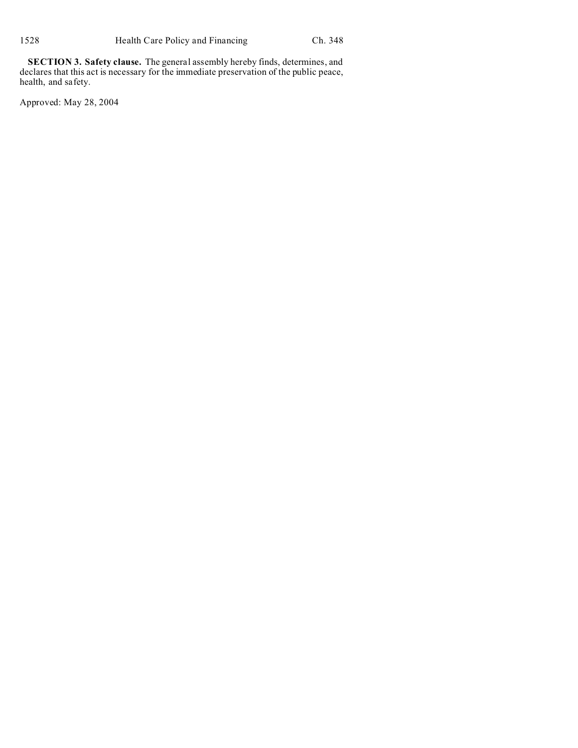**SECTION 3. Safety clause.** The general assembly hereby finds, determines, and declares that this act is necessary for the immediate preservation of the public peace, health, and safety.

Approved: May 28, 2004